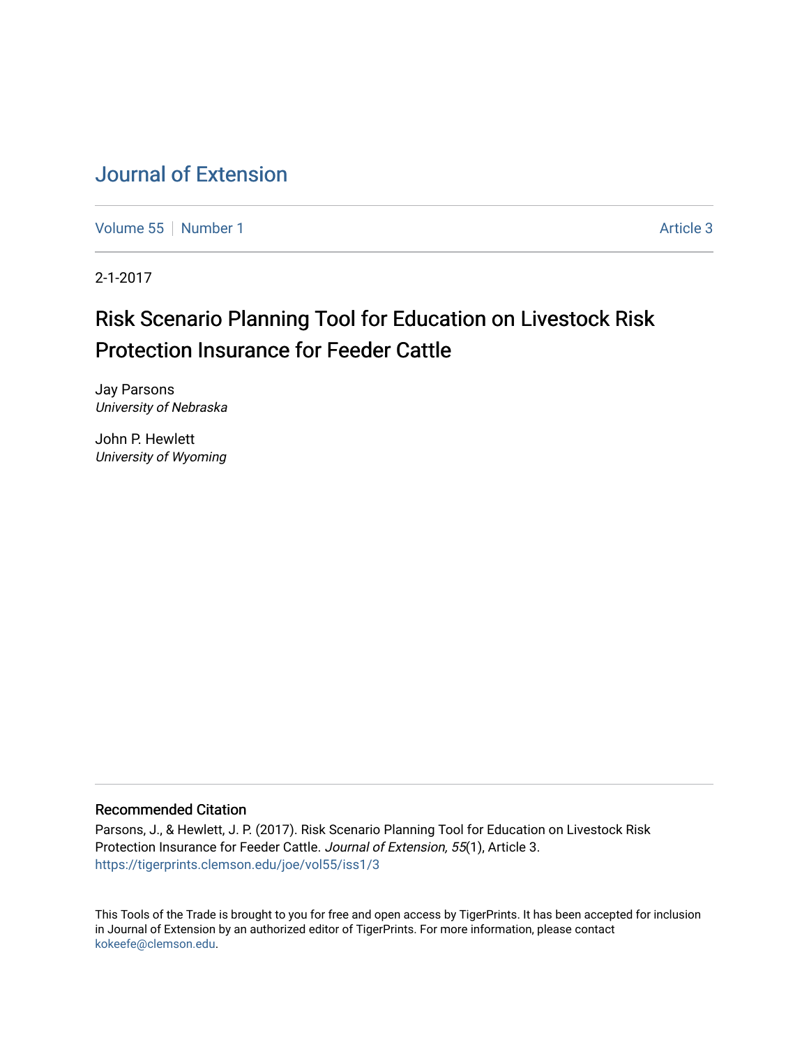Journal of Extension

Volume 55 | Number 1 | Article 3

2-1-2017

# Risk Scenario Planning Tool for Education on Livestock Risk Protection Insurance for Feeder Cattle

Jay Parsons
*University of Nebraska*

John P. Hewlett
*University of Wyoming*

## Recommended Citation

Parsons, J., & Hewlett, J. P. (2017). Risk Scenario Planning Tool for Education on Livestock Risk Protection Insurance for Feeder Cattle. *Journal of Extension, 55*(1), Article 3.
https://tigerprints.clemson.edu/joe/vol55/iss1/3

This Tools of the Trade is brought to you for free and open access by TigerPrints. It has been accepted for inclusion in Journal of Extension by an authorized editor of TigerPrints. For more information, please contact kokeefe@clemson.edu.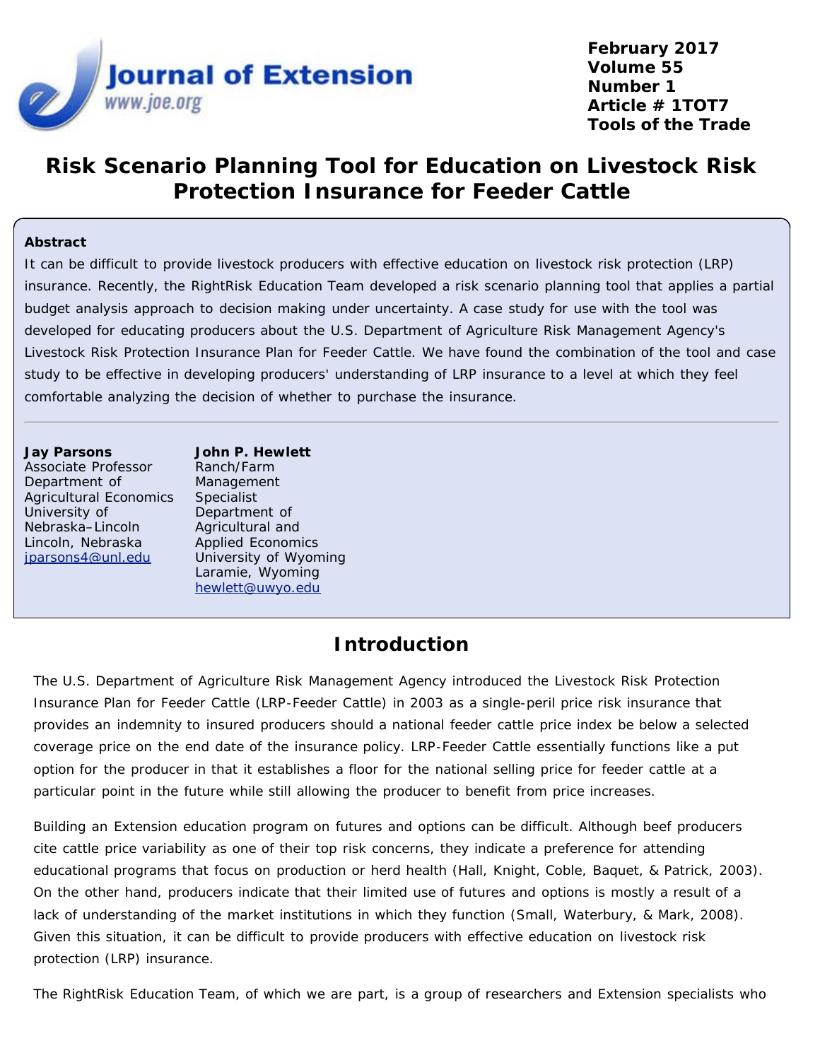# Risk Scenario Planning Tool for Education on Livestock Risk Protection Insurance for Feeder Cattle

**Abstract**

It can be difficult to provide livestock producers with effective education on livestock risk protection (LRP) insurance. Recently, the RightRisk Education Team developed a risk scenario planning tool that applies a partial budget analysis approach to decision making under uncertainty. A case study for use with the tool was developed for educating producers about the U.S. Department of Agriculture Risk Management Agency's Livestock Risk Protection Insurance Plan for Feeder Cattle. We have found the combination of the tool and case study to be effective in developing producers' understanding of LRP insurance to a level at which they feel comfortable analyzing the decision of whether to purchase the insurance.

**Jay Parsons**
Associate Professor
Department of Agricultural Economics
University of Nebraska–Lincoln
Lincoln, Nebraska
jparsons4@unl.edu

**John P. Hewlett**
Ranch/Farm Management Specialist
Department of Agricultural and Applied Economics
University of Wyoming
Laramie, Wyoming
hewlett@uwyo.edu

## Introduction

The U.S. Department of Agriculture Risk Management Agency introduced the Livestock Risk Protection Insurance Plan for Feeder Cattle (LRP-Feeder Cattle) in 2003 as a single-peril price risk insurance that provides an indemnity to insured producers should a national feeder cattle price index be below a selected coverage price on the end date of the insurance policy. LRP-Feeder Cattle essentially functions like a put option for the producer in that it establishes a floor for the national selling price for feeder cattle at a particular point in the future while still allowing the producer to benefit from price increases.

Building an Extension education program on futures and options can be difficult. Although beef producers cite cattle price variability as one of their top risk concerns, they indicate a preference for attending educational programs that focus on production or herd health (Hall, Knight, Coble, Baquet, & Patrick, 2003). On the other hand, producers indicate that their limited use of futures and options is mostly a result of a lack of understanding of the market institutions in which they function (Small, Waterbury, & Mark, 2008). Given this situation, it can be difficult to provide producers with effective education on livestock risk protection (LRP) insurance.

The RightRisk Education Team, of which we are part, is a group of researchers and Extension specialists who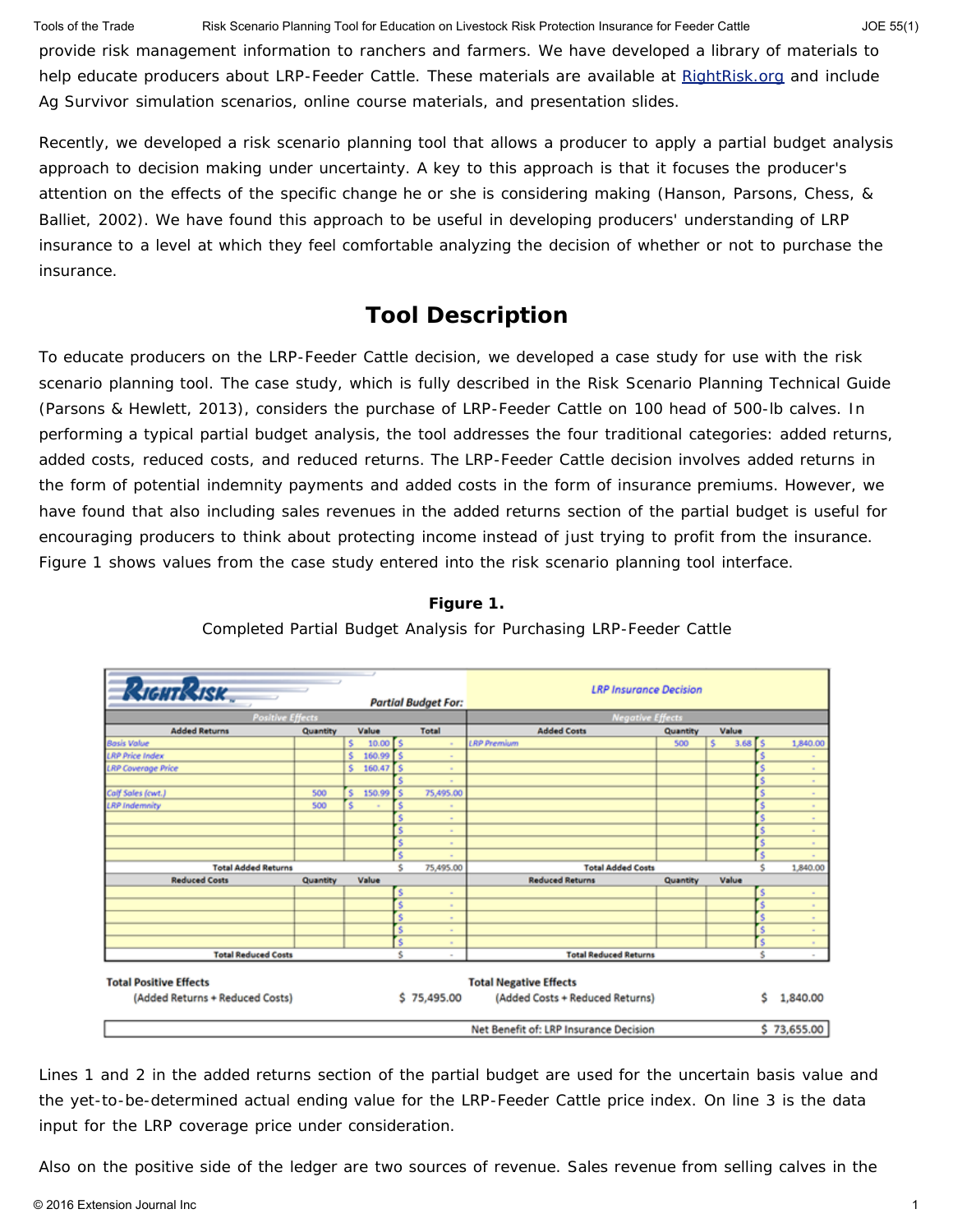provide risk management information to ranchers and farmers. We have developed a library of materials to help educate producers about LRP-Feeder Cattle. These materials are available at RightRisk.org and include Ag Survivor simulation scenarios, online course materials, and presentation slides.

Recently, we developed a risk scenario planning tool that allows a producer to apply a partial budget analysis approach to decision making under uncertainty. A key to this approach is that it focuses the producer's attention on the effects of the specific change he or she is considering making (Hanson, Parsons, Chess, & Balliet, 2002). We have found this approach to be useful in developing producers' understanding of LRP insurance to a level at which they feel comfortable analyzing the decision of whether or not to purchase the insurance.

## Tool Description

To educate producers on the LRP-Feeder Cattle decision, we developed a case study for use with the risk scenario planning tool. The case study, which is fully described in the Risk Scenario Planning Technical Guide (Parsons & Hewlett, 2013), considers the purchase of LRP-Feeder Cattle on 100 head of 500-lb calves. In performing a typical partial budget analysis, the tool addresses the four traditional categories: added returns, added costs, reduced costs, and reduced returns. The LRP-Feeder Cattle decision involves added returns in the form of potential indemnity payments and added costs in the form of insurance premiums. However, we have found that also including sales revenues in the added returns section of the partial budget is useful for encouraging producers to think about protecting income instead of just trying to profit from the insurance. Figure 1 shows values from the case study entered into the risk scenario planning tool interface.

**Figure 1.**

Completed Partial Budget Analysis for Purchasing LRP-Feeder Cattle

Partial Budget For: *LRP Insurance Decision*

| Added Returns (Positive Effects) | Quantity | Value | Total | Added Costs (Negative Effects) | Quantity | Value | Total |
|---|---|---|---|---|---|---|---|
| Basis Value | | $ 10.00 | $ - | LRP Premium | 500 | $ 3.68 | $ 1,840.00 |
| LRP Price Index | | $ 160.99 | $ - | | | | $ - |
| LRP Coverage Price | | $ 160.47 | $ - | | | | $ - |
| | | | $ - | | | | $ - |
| Calf Sales (cwt.) | 500 | $ 150.99 | $ 75,495.00 | | | | $ - |
| LRP Indemnity | 500 | $ - | $ - | | | | $ - |
| | | | $ - | | | | $ - |
| | | | $ - | | | | $ - |
| | | | $ - | | | | $ - |
| | | | $ - | | | | $ - |
| Total Added Returns | | | $ 75,495.00 | Total Added Costs | | | $ 1,840.00 |
| **Reduced Costs** | **Quantity** | **Value** | | **Reduced Returns** | **Quantity** | **Value** | |
| | | | $ - | | | | $ - |
| | | | $ - | | | | $ - |
| | | | $ - | | | | $ - |
| | | | $ - | | | | $ - |
| | | | $ - | | | | $ - |
| Total Reduced Costs | | | $ - | Total Reduced Returns | | | $ - |
| **Total Positive Effects** (Added Returns + Reduced Costs) | | | $ 75,495.00 | **Total Negative Effects** (Added Costs + Reduced Returns) | | | $ 1,840.00 |
| | | | | Net Benefit of: LRP Insurance Decision | | | $ 73,655.00 |

Lines 1 and 2 in the added returns section of the partial budget are used for the uncertain basis value and the yet-to-be-determined actual ending value for the LRP-Feeder Cattle price index. On line 3 is the data input for the LRP coverage price under consideration.

Also on the positive side of the ledger are two sources of revenue. Sales revenue from selling calves in the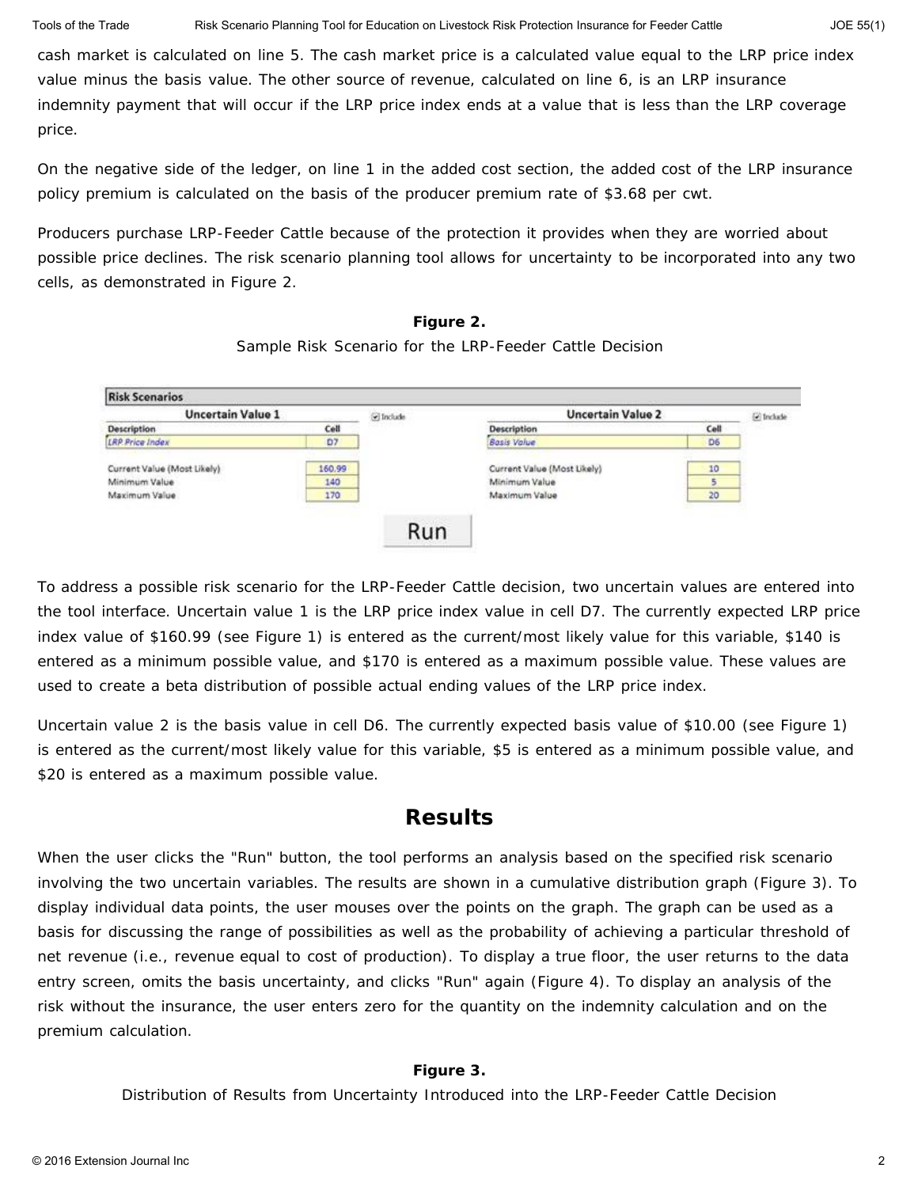cash market is calculated on line 5. The cash market price is a calculated value equal to the LRP price index value minus the basis value. The other source of revenue, calculated on line 6, is an LRP insurance indemnity payment that will occur if the LRP price index ends at a value that is less than the LRP coverage price.

On the negative side of the ledger, on line 1 in the added cost section, the added cost of the LRP insurance policy premium is calculated on the basis of the producer premium rate of $3.68 per cwt.

Producers purchase LRP-Feeder Cattle because of the protection it provides when they are worried about possible price declines. The risk scenario planning tool allows for uncertainty to be incorporated into any two cells, as demonstrated in Figure 2.

**Figure 2.**

Sample Risk Scenario for the LRP-Feeder Cattle Decision

| Risk Scenarios | | | | | |
|---|---|---|---|---|---|
| **Uncertain Value 1** | | ☑ Include | **Uncertain Value 2** | | ☑ Include |
| Description | Cell | | Description | Cell | |
| LRP Price Index | D7 | | Basis Value | D6 | |
| Current Value (Most Likely) | 160.99 | | Current Value (Most Likely) | 10 | |
| Minimum Value | 140 | | Minimum Value | 5 | |
| Maximum Value | 170 | | Maximum Value | 20 | |

Run

To address a possible risk scenario for the LRP-Feeder Cattle decision, two uncertain values are entered into the tool interface. Uncertain value 1 is the LRP price index value in cell D7. The currently expected LRP price index value of $160.99 (see Figure 1) is entered as the current/most likely value for this variable, $140 is entered as a minimum possible value, and $170 is entered as a maximum possible value. These values are used to create a beta distribution of possible actual ending values of the LRP price index.

Uncertain value 2 is the basis value in cell D6. The currently expected basis value of $10.00 (see Figure 1) is entered as the current/most likely value for this variable, $5 is entered as a minimum possible value, and $20 is entered as a maximum possible value.

## Results

When the user clicks the "Run" button, the tool performs an analysis based on the specified risk scenario involving the two uncertain variables. The results are shown in a cumulative distribution graph (Figure 3). To display individual data points, the user mouses over the points on the graph. The graph can be used as a basis for discussing the range of possibilities as well as the probability of achieving a particular threshold of net revenue (i.e., revenue equal to cost of production). To display a true floor, the user returns to the data entry screen, omits the basis uncertainty, and clicks "Run" again (Figure 4). To display an analysis of the risk without the insurance, the user enters zero for the quantity on the indemnity calculation and on the premium calculation.

**Figure 3.**

Distribution of Results from Uncertainty Introduced into the LRP-Feeder Cattle Decision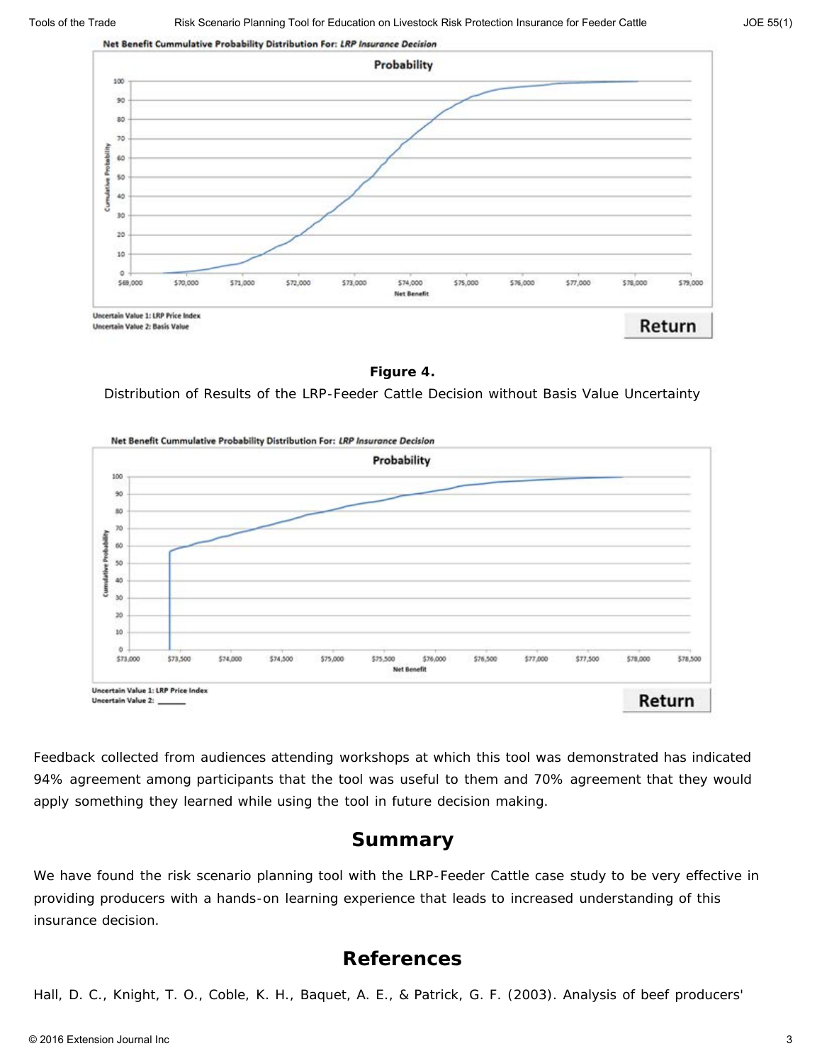**Figure 4.**

Distribution of Results of the LRP-Feeder Cattle Decision without Basis Value Uncertainty

Feedback collected from audiences attending workshops at which this tool was demonstrated has indicated 94% agreement among participants that the tool was useful to them and 70% agreement that they would apply something they learned while using the tool in future decision making.

## Summary

We have found the risk scenario planning tool with the LRP-Feeder Cattle case study to be very effective in providing producers with a hands-on learning experience that leads to increased understanding of this insurance decision.

## References

Hall, D. C., Knight, T. O., Coble, K. H., Baquet, A. E., & Patrick, G. F. (2003). Analysis of beef producers'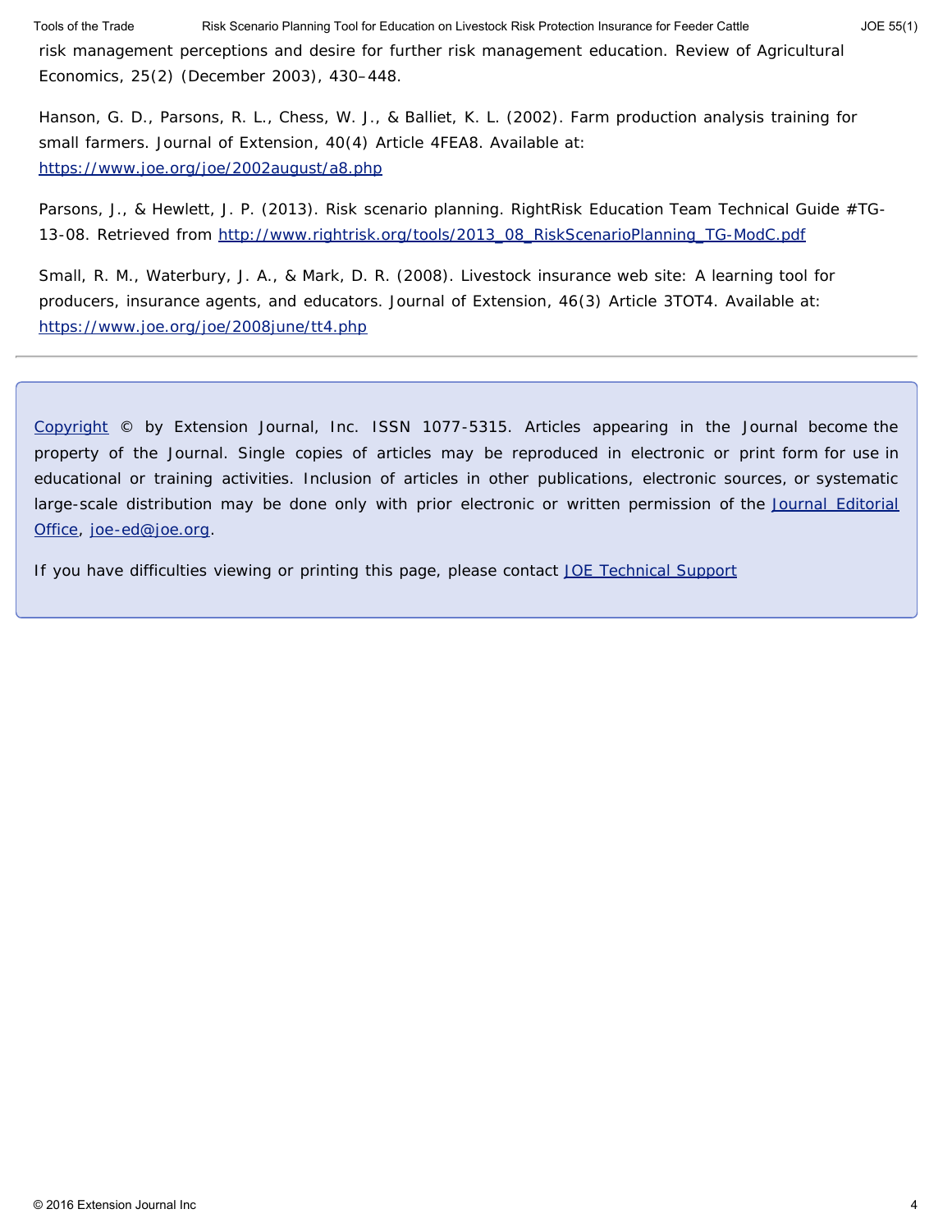risk management perceptions and desire for further risk management education. Review of Agricultural Economics, 25(2) (December 2003), 430–448.

Hanson, G. D., Parsons, R. L., Chess, W. J., & Balliet, K. L. (2002). Farm production analysis training for small farmers. Journal of Extension, 40(4) Article 4FEA8. Available at: https://www.joe.org/joe/2002august/a8.php

Parsons, J., & Hewlett, J. P. (2013). Risk scenario planning. RightRisk Education Team Technical Guide #TG-13-08. Retrieved from http://www.rightrisk.org/tools/2013_08_RiskScenarioPlanning_TG-ModC.pdf

Small, R. M., Waterbury, J. A., & Mark, D. R. (2008). Livestock insurance web site: A learning tool for producers, insurance agents, and educators. Journal of Extension, 46(3) Article 3TOT4. Available at: https://www.joe.org/joe/2008june/tt4.php

---

Copyright © by Extension Journal, Inc. ISSN 1077-5315. Articles appearing in the Journal become the property of the Journal. Single copies of articles may be reproduced in electronic or print form for use in educational or training activities. Inclusion of articles in other publications, electronic sources, or systematic large-scale distribution may be done only with prior electronic or written permission of the Journal Editorial Office, joe-ed@joe.org.

If you have difficulties viewing or printing this page, please contact JOE Technical Support